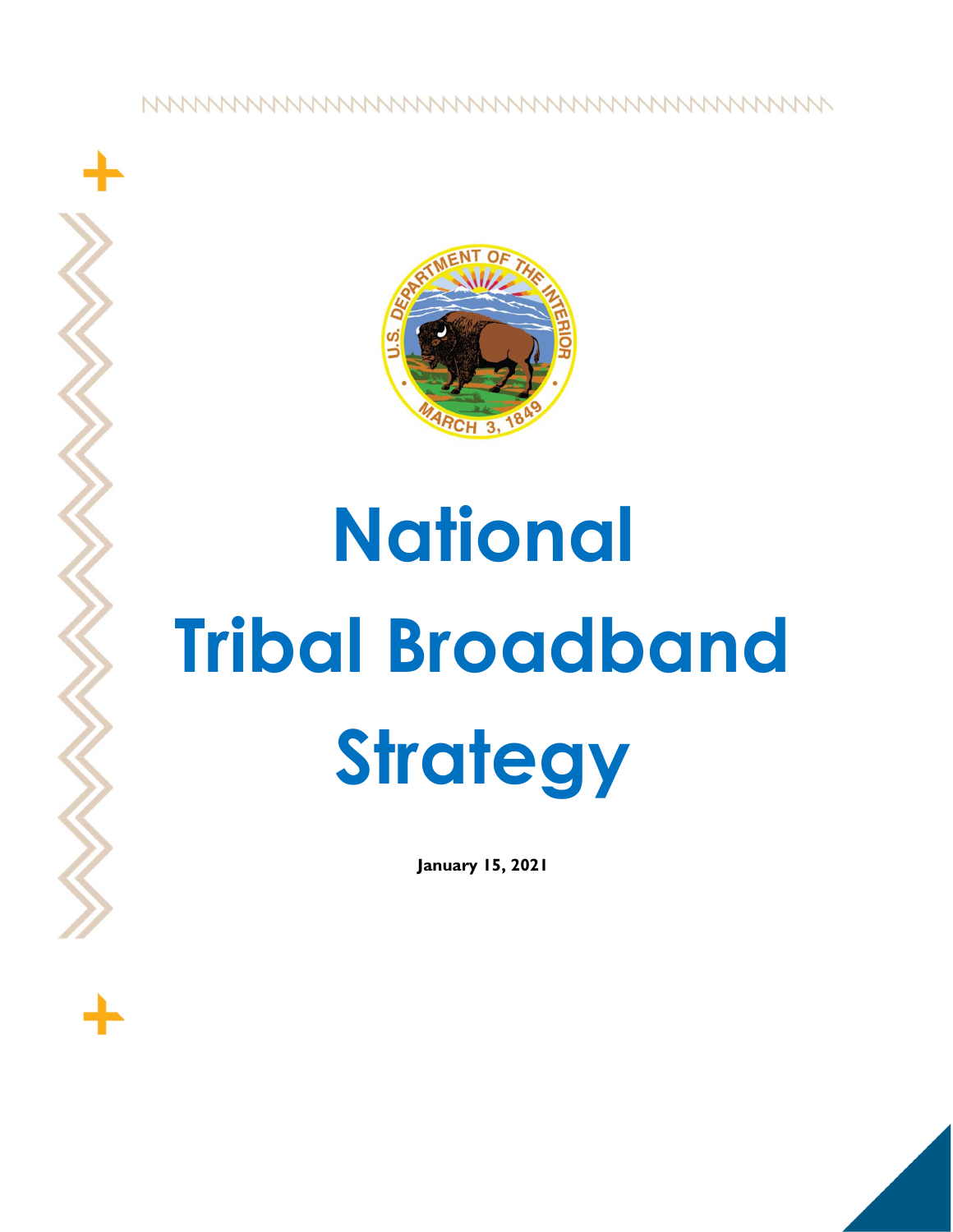# National Tribal Broadband Strategy

**January 15, 2021**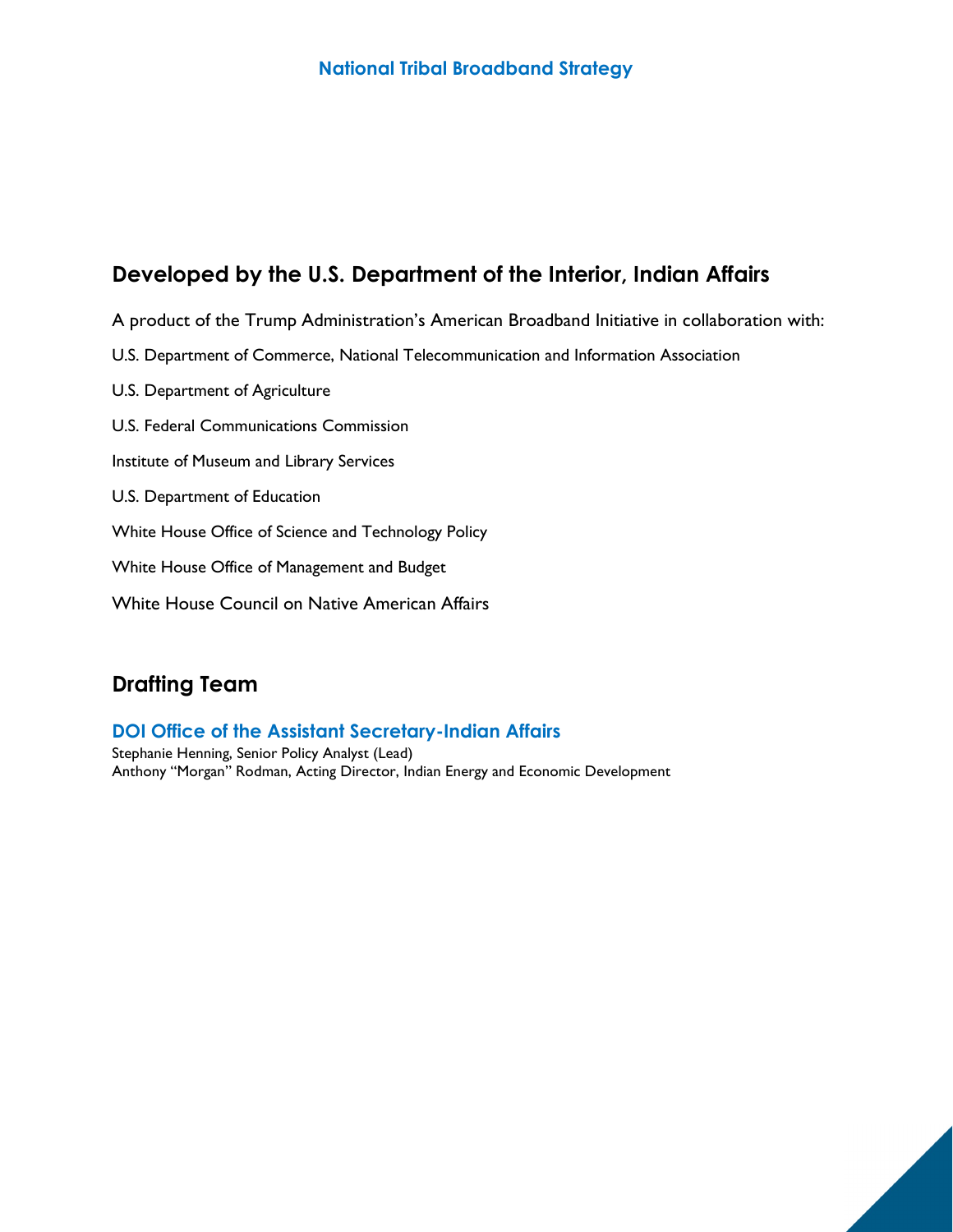## Developed by the U.S. Department of the Interior, Indian Affairs

A product of the Trump Administration's American Broadband Initiative in collaboration with:

U.S. Department of Commerce, National Telecommunication and Information Association

U.S. Department of Agriculture

U.S. Federal Communications Commission

Institute of Museum and Library Services

U.S. Department of Education

White House Office of Science and Technology Policy

White House Office of Management and Budget

White House Council on Native American Affairs

## Drafting Team

### DOI Office of the Assistant Secretary-Indian Affairs

Stephanie Henning, Senior Policy Analyst (Lead)
Anthony "Morgan" Rodman, Acting Director, Indian Energy and Economic Development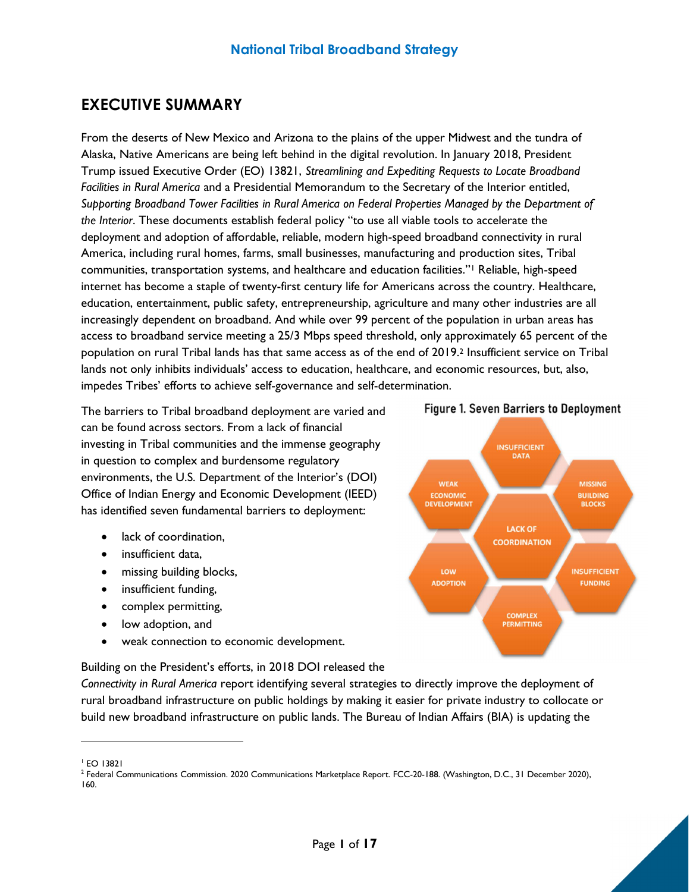## EXECUTIVE SUMMARY

From the deserts of New Mexico and Arizona to the plains of the upper Midwest and the tundra of Alaska, Native Americans are being left behind in the digital revolution. In January 2018, President Trump issued Executive Order (EO) 13821, *Streamlining and Expediting Requests to Locate Broadband Facilities in Rural America* and a Presidential Memorandum to the Secretary of the Interior entitled, *Supporting Broadband Tower Facilities in Rural America on Federal Properties Managed by the Department of the Interior*. These documents establish federal policy "to use all viable tools to accelerate the deployment and adoption of affordable, reliable, modern high-speed broadband connectivity in rural America, including rural homes, farms, small businesses, manufacturing and production sites, Tribal communities, transportation systems, and healthcare and education facilities."[1] Reliable, high-speed internet has become a staple of twenty-first century life for Americans across the country. Healthcare, education, entertainment, public safety, entrepreneurship, agriculture and many other industries are all increasingly dependent on broadband. And while over 99 percent of the population in urban areas has access to broadband service meeting a 25/3 Mbps speed threshold, only approximately 65 percent of the population on rural Tribal lands has that same access as of the end of 2019.[2] Insufficient service on Tribal lands not only inhibits individuals' access to education, healthcare, and economic resources, but, also, impedes Tribes' efforts to achieve self-governance and self-determination.

The barriers to Tribal broadband deployment are varied and can be found across sectors. From a lack of financial investing in Tribal communities and the immense geography in question to complex and burdensome regulatory environments, the U.S. Department of the Interior's (DOI) Office of Indian Energy and Economic Development (IEED) has identified seven fundamental barriers to deployment:

- lack of coordination,
- insufficient data,
- missing building blocks,
- insufficient funding,
- complex permitting,
- low adoption, and
- weak connection to economic development.

**Figure 1. Seven Barriers to Deployment**

INSUFFICIENT DATA; MISSING BUILDING BLOCKS; INSUFFICIENT FUNDING; COMPLEX PERMITTING; LOW ADOPTION; WEAK ECONOMIC DEVELOPMENT; LACK OF COORDINATION

Building on the President's efforts, in 2018 DOI released the *Connectivity in Rural America* report identifying several strategies to directly improve the deployment of rural broadband infrastructure on public holdings by making it easier for private industry to collocate or build new broadband infrastructure on public lands. The Bureau of Indian Affairs (BIA) is updating the

---

[1] EO 13821

[2] Federal Communications Commission. 2020 Communications Marketplace Report. FCC-20-188. (Washington, D.C., 31 December 2020), 160.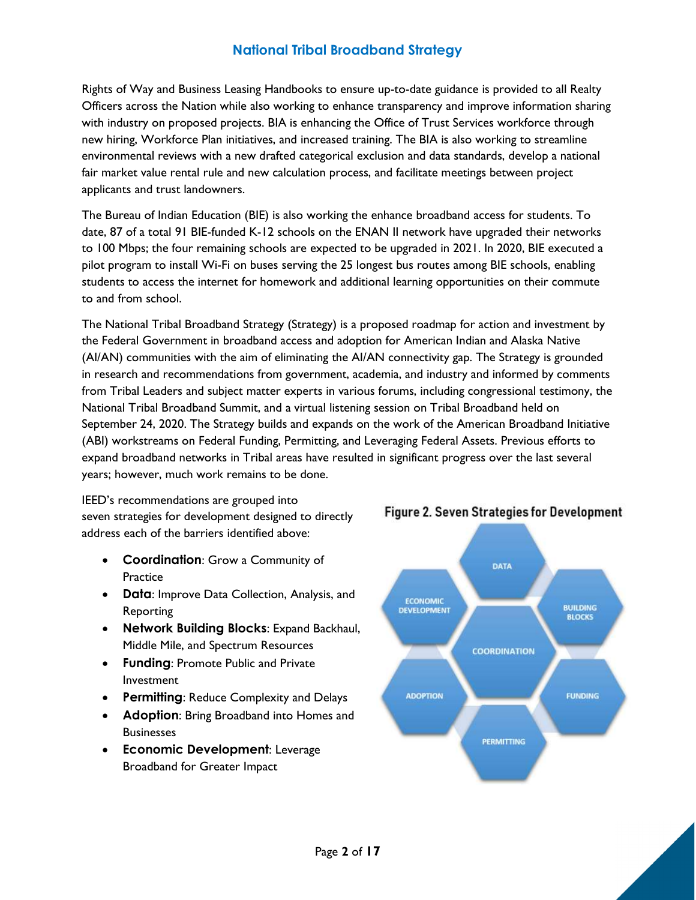Rights of Way and Business Leasing Handbooks to ensure up-to-date guidance is provided to all Realty Officers across the Nation while also working to enhance transparency and improve information sharing with industry on proposed projects. BIA is enhancing the Office of Trust Services workforce through new hiring, Workforce Plan initiatives, and increased training. The BIA is also working to streamline environmental reviews with a new drafted categorical exclusion and data standards, develop a national fair market value rental rule and new calculation process, and facilitate meetings between project applicants and trust landowners.

The Bureau of Indian Education (BIE) is also working the enhance broadband access for students. To date, 87 of a total 91 BIE-funded K-12 schools on the ENAN II network have upgraded their networks to 100 Mbps; the four remaining schools are expected to be upgraded in 2021. In 2020, BIE executed a pilot program to install Wi-Fi on buses serving the 25 longest bus routes among BIE schools, enabling students to access the internet for homework and additional learning opportunities on their commute to and from school.

The National Tribal Broadband Strategy (Strategy) is a proposed roadmap for action and investment by the Federal Government in broadband access and adoption for American Indian and Alaska Native (AI/AN) communities with the aim of eliminating the AI/AN connectivity gap. The Strategy is grounded in research and recommendations from government, academia, and industry and informed by comments from Tribal Leaders and subject matter experts in various forums, including congressional testimony, the National Tribal Broadband Summit, and a virtual listening session on Tribal Broadband held on September 24, 2020. The Strategy builds and expands on the work of the American Broadband Initiative (ABI) workstreams on Federal Funding, Permitting, and Leveraging Federal Assets. Previous efforts to expand broadband networks in Tribal areas have resulted in significant progress over the last several years; however, much work remains to be done.

IEED's recommendations are grouped into seven strategies for development designed to directly address each of the barriers identified above:

- **Coordination**: Grow a Community of Practice
- **Data**: Improve Data Collection, Analysis, and Reporting
- **Network Building Blocks**: Expand Backhaul, Middle Mile, and Spectrum Resources
- **Funding**: Promote Public and Private Investment
- **Permitting**: Reduce Complexity and Delays
- **Adoption**: Bring Broadband into Homes and Businesses
- **Economic Development**: Leverage Broadband for Greater Impact

**Figure 2. Seven Strategies for Development**

DATA, ECONOMIC DEVELOPMENT, BUILDING BLOCKS, COORDINATION, ADOPTION, FUNDING, PERMITTING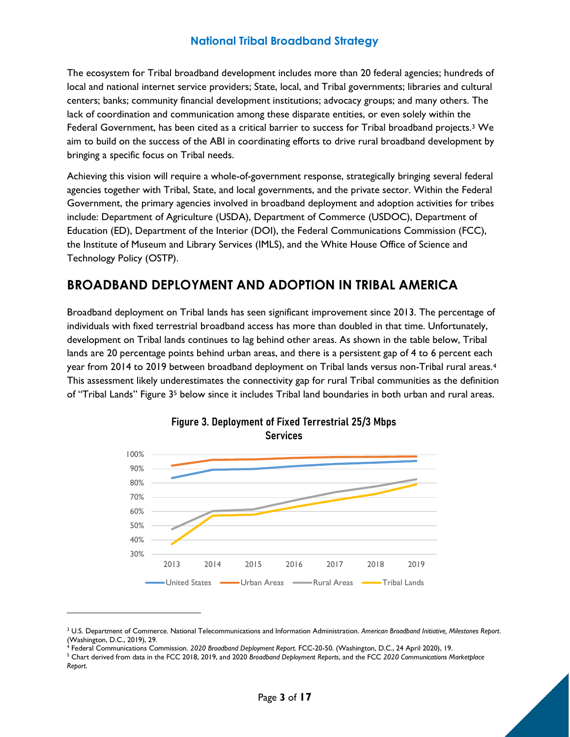The ecosystem for Tribal broadband development includes more than 20 federal agencies; hundreds of local and national internet service providers; State, local, and Tribal governments; libraries and cultural centers; banks; community financial development institutions; advocacy groups; and many others. The lack of coordination and communication among these disparate entities, or even solely within the Federal Government, has been cited as a critical barrier to success for Tribal broadband projects.[3] We aim to build on the success of the ABI in coordinating efforts to drive rural broadband development by bringing a specific focus on Tribal needs.

Achieving this vision will require a whole-of-government response, strategically bringing several federal agencies together with Tribal, State, and local governments, and the private sector. Within the Federal Government, the primary agencies involved in broadband deployment and adoption activities for tribes include: Department of Agriculture (USDA), Department of Commerce (USDOC), Department of Education (ED), Department of the Interior (DOI), the Federal Communications Commission (FCC), the Institute of Museum and Library Services (IMLS), and the White House Office of Science and Technology Policy (OSTP).

## BROADBAND DEPLOYMENT AND ADOPTION IN TRIBAL AMERICA

Broadband deployment on Tribal lands has seen significant improvement since 2013. The percentage of individuals with fixed terrestrial broadband access has more than doubled in that time. Unfortunately, development on Tribal lands continues to lag behind other areas. As shown in the table below, Tribal lands are 20 percentage points behind urban areas, and there is a persistent gap of 4 to 6 percent each year from 2014 to 2019 between broadband deployment on Tribal lands versus non-Tribal rural areas.[4] This assessment likely underestimates the connectivity gap for rural Tribal communities as the definition of "Tribal Lands" Figure 3[5] below since it includes Tribal land boundaries in both urban and rural areas.

**Figure 3. Deployment of Fixed Terrestrial 25/3 Mbps Services**

---

[3] U.S. Department of Commerce. National Telecommunications and Information Administration. *American Broadband Initiative, Milestones Report*. (Washington, D.C., 2019), 29.

[4] Federal Communications Commission. *2020 Broadband Deployment Report.* FCC-20-50. (Washington, D.C., 24 April 2020), 19.

[5] Chart derived from data in the FCC 2018, 2019, and 2020 *Broadband Deployment Reports*, and the FCC *2020 Communications Marketplace Report.*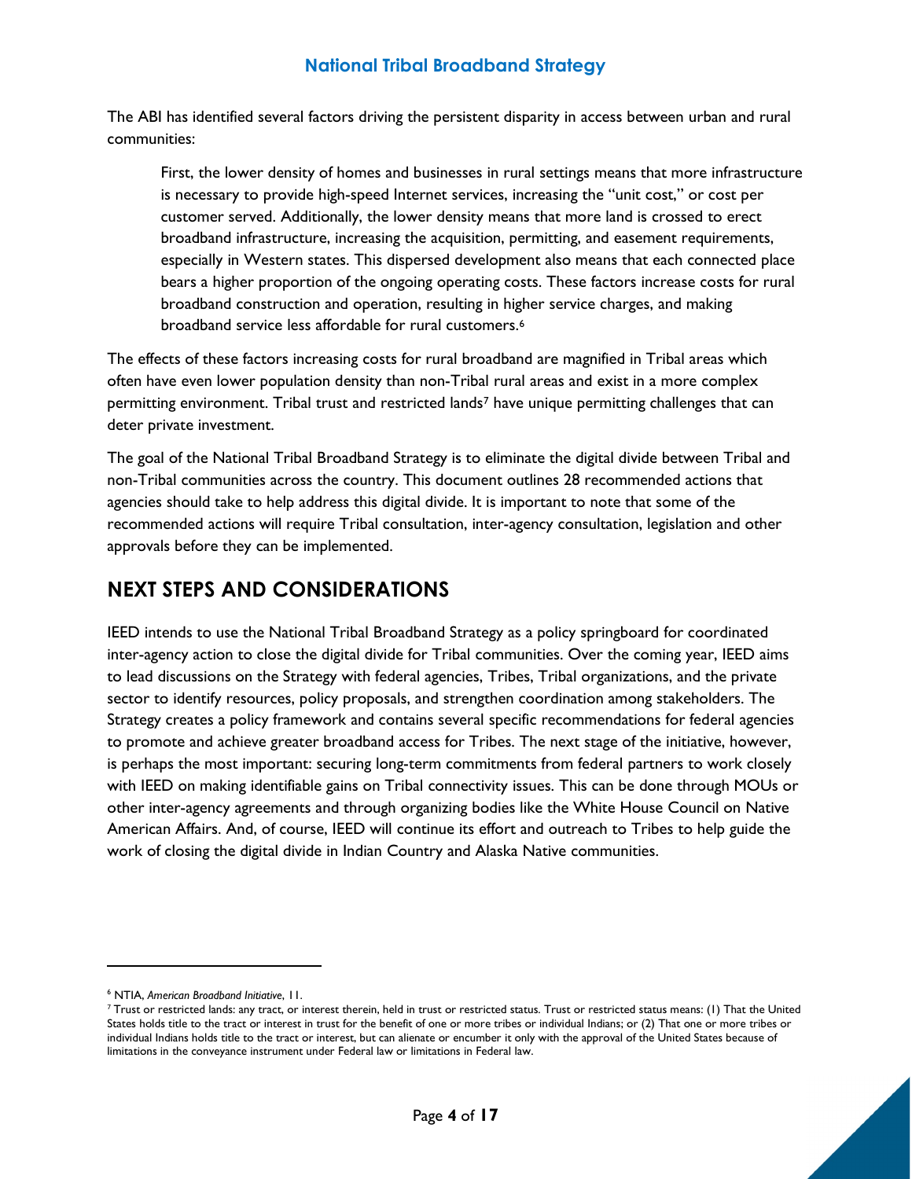The ABI has identified several factors driving the persistent disparity in access between urban and rural communities:

> First, the lower density of homes and businesses in rural settings means that more infrastructure is necessary to provide high-speed Internet services, increasing the "unit cost," or cost per customer served. Additionally, the lower density means that more land is crossed to erect broadband infrastructure, increasing the acquisition, permitting, and easement requirements, especially in Western states. This dispersed development also means that each connected place bears a higher proportion of the ongoing operating costs. These factors increase costs for rural broadband construction and operation, resulting in higher service charges, and making broadband service less affordable for rural customers.[6]

The effects of these factors increasing costs for rural broadband are magnified in Tribal areas which often have even lower population density than non-Tribal rural areas and exist in a more complex permitting environment. Tribal trust and restricted lands[7] have unique permitting challenges that can deter private investment.

The goal of the National Tribal Broadband Strategy is to eliminate the digital divide between Tribal and non-Tribal communities across the country. This document outlines 28 recommended actions that agencies should take to help address this digital divide. It is important to note that some of the recommended actions will require Tribal consultation, inter-agency consultation, legislation and other approvals before they can be implemented.

## NEXT STEPS AND CONSIDERATIONS

IEED intends to use the National Tribal Broadband Strategy as a policy springboard for coordinated inter-agency action to close the digital divide for Tribal communities. Over the coming year, IEED aims to lead discussions on the Strategy with federal agencies, Tribes, Tribal organizations, and the private sector to identify resources, policy proposals, and strengthen coordination among stakeholders. The Strategy creates a policy framework and contains several specific recommendations for federal agencies to promote and achieve greater broadband access for Tribes. The next stage of the initiative, however, is perhaps the most important: securing long-term commitments from federal partners to work closely with IEED on making identifiable gains on Tribal connectivity issues. This can be done through MOUs or other inter-agency agreements and through organizing bodies like the White House Council on Native American Affairs. And, of course, IEED will continue its effort and outreach to Tribes to help guide the work of closing the digital divide in Indian Country and Alaska Native communities.

---

[6] NTIA, *American Broadband Initiative*, 11.

[7] Trust or restricted lands: any tract, or interest therein, held in trust or restricted status. Trust or restricted status means: (1) That the United States holds title to the tract or interest in trust for the benefit of one or more tribes or individual Indians; or (2) That one or more tribes or individual Indians holds title to the tract or interest, but can alienate or encumber it only with the approval of the United States because of limitations in the conveyance instrument under Federal law or limitations in Federal law.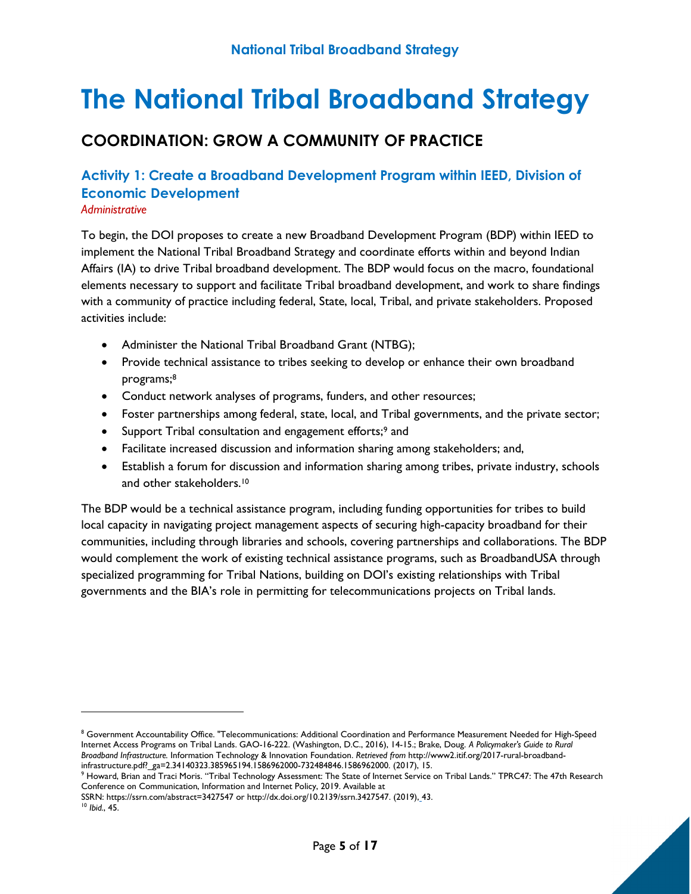# The National Tribal Broadband Strategy

## COORDINATION: GROW A COMMUNITY OF PRACTICE

### Activity 1: Create a Broadband Development Program within IEED, Division of Economic Development

*Administrative*

To begin, the DOI proposes to create a new Broadband Development Program (BDP) within IEED to implement the National Tribal Broadband Strategy and coordinate efforts within and beyond Indian Affairs (IA) to drive Tribal broadband development. The BDP would focus on the macro, foundational elements necessary to support and facilitate Tribal broadband development, and work to share findings with a community of practice including federal, State, local, Tribal, and private stakeholders. Proposed activities include:

- Administer the National Tribal Broadband Grant (NTBG);
- Provide technical assistance to tribes seeking to develop or enhance their own broadband programs;[8]
- Conduct network analyses of programs, funders, and other resources;
- Foster partnerships among federal, state, local, and Tribal governments, and the private sector;
- Support Tribal consultation and engagement efforts;[9] and
- Facilitate increased discussion and information sharing among stakeholders; and,
- Establish a forum for discussion and information sharing among tribes, private industry, schools and other stakeholders.[10]

The BDP would be a technical assistance program, including funding opportunities for tribes to build local capacity in navigating project management aspects of securing high-capacity broadband for their communities, including through libraries and schools, covering partnerships and collaborations. The BDP would complement the work of existing technical assistance programs, such as BroadbandUSA through specialized programming for Tribal Nations, building on DOI's existing relationships with Tribal governments and the BIA's role in permitting for telecommunications projects on Tribal lands.

---

[8] Government Accountability Office. "Telecommunications: Additional Coordination and Performance Measurement Needed for High-Speed Internet Access Programs on Tribal Lands. GAO-16-222. (Washington, D.C., 2016), 14-15.; Brake, Doug. *A Policymaker's Guide to Rural Broadband Infrastructure.* Information Technology & Innovation Foundation. *Retrieved from* http://www2.itif.org/2017-rural-broadband-infrastructure.pdf?_ga=2.34140323.385965194.1586962000-732484846.1586962000. (2017), 15.

[9] Howard, Brian and Traci Moris. "Tribal Technology Assessment: The State of Internet Service on Tribal Lands." TPRC47: The 47th Research Conference on Communication, Information and Internet Policy, 2019. Available at SSRN: https://ssrn.com/abstract=3427547 or http://dx.doi.org/10.2139/ssrn.3427547. (2019), 43.

[10] *Ibid*., 45.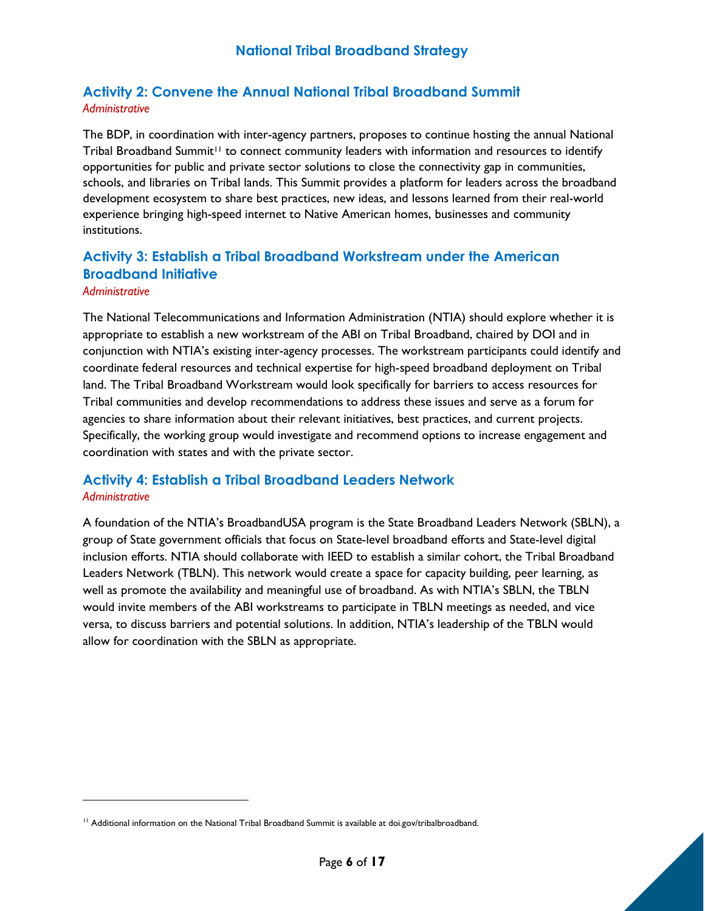## Activity 2: Convene the Annual National Tribal Broadband Summit

*Administrative*

The BDP, in coordination with inter-agency partners, proposes to continue hosting the annual National Tribal Broadband Summit[11] to connect community leaders with information and resources to identify opportunities for public and private sector solutions to close the connectivity gap in communities, schools, and libraries on Tribal lands. This Summit provides a platform for leaders across the broadband development ecosystem to share best practices, new ideas, and lessons learned from their real-world experience bringing high-speed internet to Native American homes, businesses and community institutions.

## Activity 3: Establish a Tribal Broadband Workstream under the American Broadband Initiative

*Administrative*

The National Telecommunications and Information Administration (NTIA) should explore whether it is appropriate to establish a new workstream of the ABI on Tribal Broadband, chaired by DOI and in conjunction with NTIA's existing inter-agency processes. The workstream participants could identify and coordinate federal resources and technical expertise for high-speed broadband deployment on Tribal land. The Tribal Broadband Workstream would look specifically for barriers to access resources for Tribal communities and develop recommendations to address these issues and serve as a forum for agencies to share information about their relevant initiatives, best practices, and current projects. Specifically, the working group would investigate and recommend options to increase engagement and coordination with states and with the private sector.

## Activity 4: Establish a Tribal Broadband Leaders Network

*Administrative*

A foundation of the NTIA's BroadbandUSA program is the State Broadband Leaders Network (SBLN), a group of State government officials that focus on State-level broadband efforts and State-level digital inclusion efforts. NTIA should collaborate with IEED to establish a similar cohort, the Tribal Broadband Leaders Network (TBLN). This network would create a space for capacity building, peer learning, as well as promote the availability and meaningful use of broadband. As with NTIA's SBLN, the TBLN would invite members of the ABI workstreams to participate in TBLN meetings as needed, and vice versa, to discuss barriers and potential solutions. In addition, NTIA's leadership of the TBLN would allow for coordination with the SBLN as appropriate.

---

[11] Additional information on the National Tribal Broadband Summit is available at doi.gov/tribalbroadband.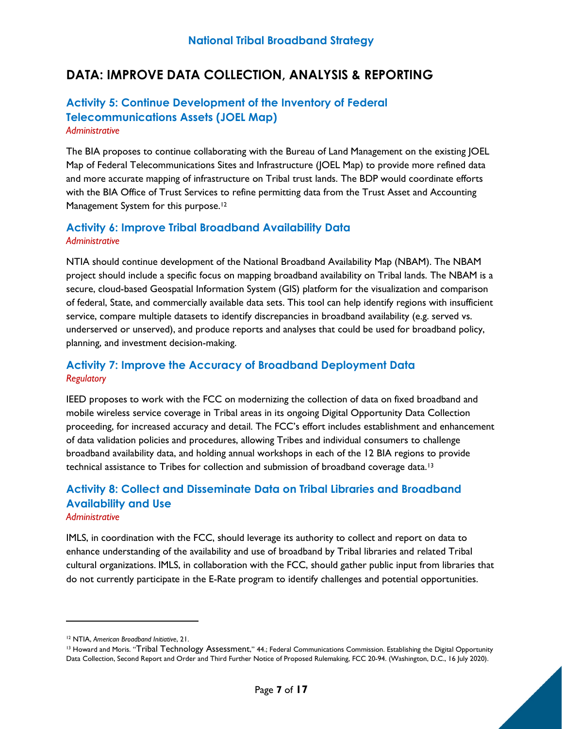# DATA: IMPROVE DATA COLLECTION, ANALYSIS & REPORTING

## Activity 5: Continue Development of the Inventory of Federal Telecommunications Assets (JOEL Map)

*Administrative*

The BIA proposes to continue collaborating with the Bureau of Land Management on the existing JOEL Map of Federal Telecommunications Sites and Infrastructure (JOEL Map) to provide more refined data and more accurate mapping of infrastructure on Tribal trust lands. The BDP would coordinate efforts with the BIA Office of Trust Services to refine permitting data from the Trust Asset and Accounting Management System for this purpose.[12]

## Activity 6: Improve Tribal Broadband Availability Data

*Administrative*

NTIA should continue development of the National Broadband Availability Map (NBAM). The NBAM project should include a specific focus on mapping broadband availability on Tribal lands. The NBAM is a secure, cloud-based Geospatial Information System (GIS) platform for the visualization and comparison of federal, State, and commercially available data sets. This tool can help identify regions with insufficient service, compare multiple datasets to identify discrepancies in broadband availability (e.g. served vs. underserved or unserved), and produce reports and analyses that could be used for broadband policy, planning, and investment decision-making.

## Activity 7: Improve the Accuracy of Broadband Deployment Data

*Regulatory*

IEED proposes to work with the FCC on modernizing the collection of data on fixed broadband and mobile wireless service coverage in Tribal areas in its ongoing Digital Opportunity Data Collection proceeding, for increased accuracy and detail. The FCC's effort includes establishment and enhancement of data validation policies and procedures, allowing Tribes and individual consumers to challenge broadband availability data, and holding annual workshops in each of the 12 BIA regions to provide technical assistance to Tribes for collection and submission of broadband coverage data.[13]

## Activity 8: Collect and Disseminate Data on Tribal Libraries and Broadband Availability and Use

*Administrative*

IMLS, in coordination with the FCC, should leverage its authority to collect and report on data to enhance understanding of the availability and use of broadband by Tribal libraries and related Tribal cultural organizations. IMLS, in collaboration with the FCC, should gather public input from libraries that do not currently participate in the E-Rate program to identify challenges and potential opportunities.

---

[12] NTIA, *American Broadband Initiative*, 21.

[13] Howard and Moris. "Tribal Technology Assessment," 44.; Federal Communications Commission. Establishing the Digital Opportunity Data Collection, Second Report and Order and Third Further Notice of Proposed Rulemaking, FCC 20-94. (Washington, D.C., 16 July 2020).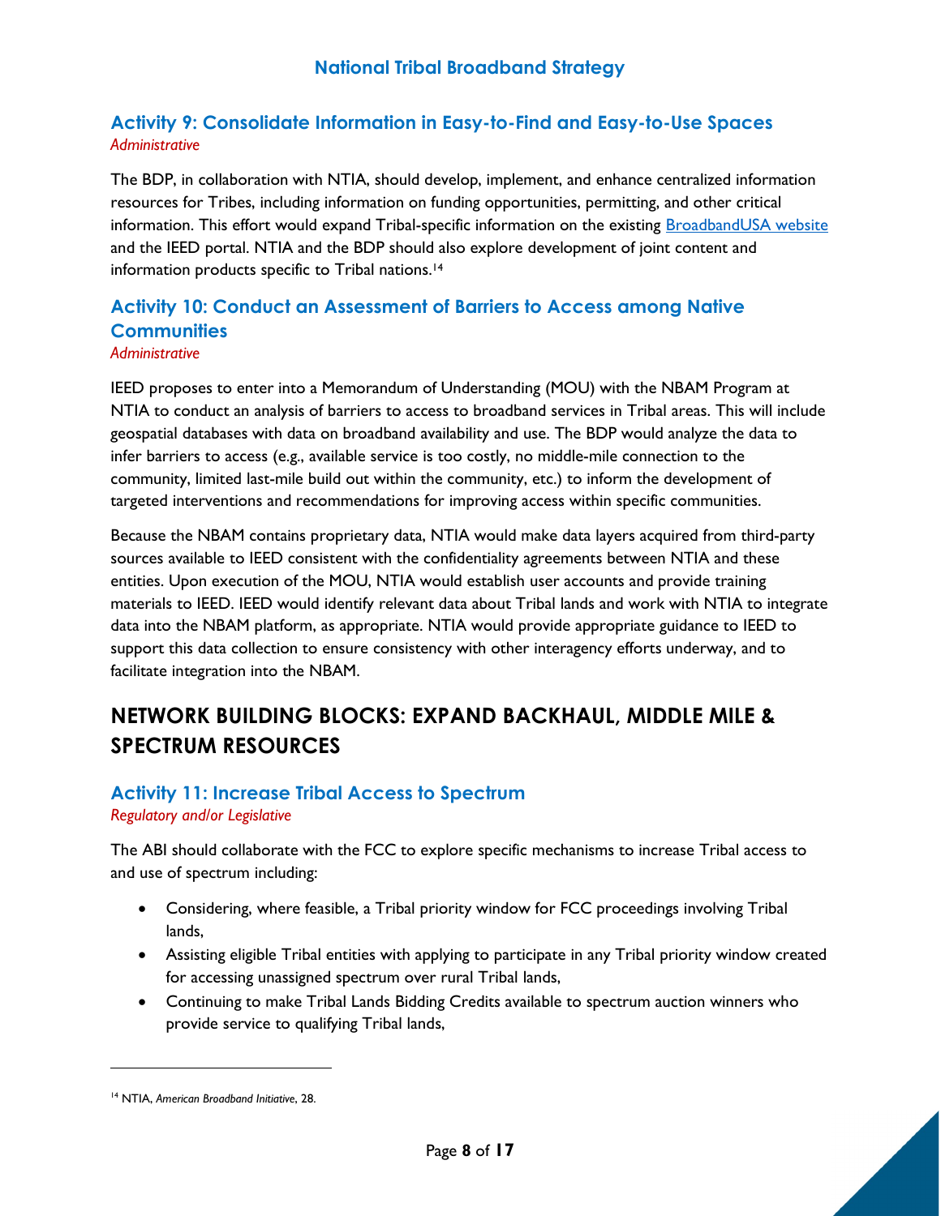### Activity 9: Consolidate Information in Easy-to-Find and Easy-to-Use Spaces

*Administrative*

The BDP, in collaboration with NTIA, should develop, implement, and enhance centralized information resources for Tribes, including information on funding opportunities, permitting, and other critical information. This effort would expand Tribal-specific information on the existing BroadbandUSA website and the IEED portal. NTIA and the BDP should also explore development of joint content and information products specific to Tribal nations.[14]

### Activity 10: Conduct an Assessment of Barriers to Access among Native Communities

*Administrative*

IEED proposes to enter into a Memorandum of Understanding (MOU) with the NBAM Program at NTIA to conduct an analysis of barriers to access to broadband services in Tribal areas. This will include geospatial databases with data on broadband availability and use. The BDP would analyze the data to infer barriers to access (e.g., available service is too costly, no middle-mile connection to the community, limited last-mile build out within the community, etc.) to inform the development of targeted interventions and recommendations for improving access within specific communities.

Because the NBAM contains proprietary data, NTIA would make data layers acquired from third-party sources available to IEED consistent with the confidentiality agreements between NTIA and these entities. Upon execution of the MOU, NTIA would establish user accounts and provide training materials to IEED. IEED would identify relevant data about Tribal lands and work with NTIA to integrate data into the NBAM platform, as appropriate. NTIA would provide appropriate guidance to IEED to support this data collection to ensure consistency with other interagency efforts underway, and to facilitate integration into the NBAM.

## NETWORK BUILDING BLOCKS: EXPAND BACKHAUL, MIDDLE MILE & SPECTRUM RESOURCES

### Activity 11: Increase Tribal Access to Spectrum

*Regulatory and/or Legislative*

The ABI should collaborate with the FCC to explore specific mechanisms to increase Tribal access to and use of spectrum including:

- Considering, where feasible, a Tribal priority window for FCC proceedings involving Tribal lands,
- Assisting eligible Tribal entities with applying to participate in any Tribal priority window created for accessing unassigned spectrum over rural Tribal lands,
- Continuing to make Tribal Lands Bidding Credits available to spectrum auction winners who provide service to qualifying Tribal lands,

[14] NTIA, *American Broadband Initiative*, 28.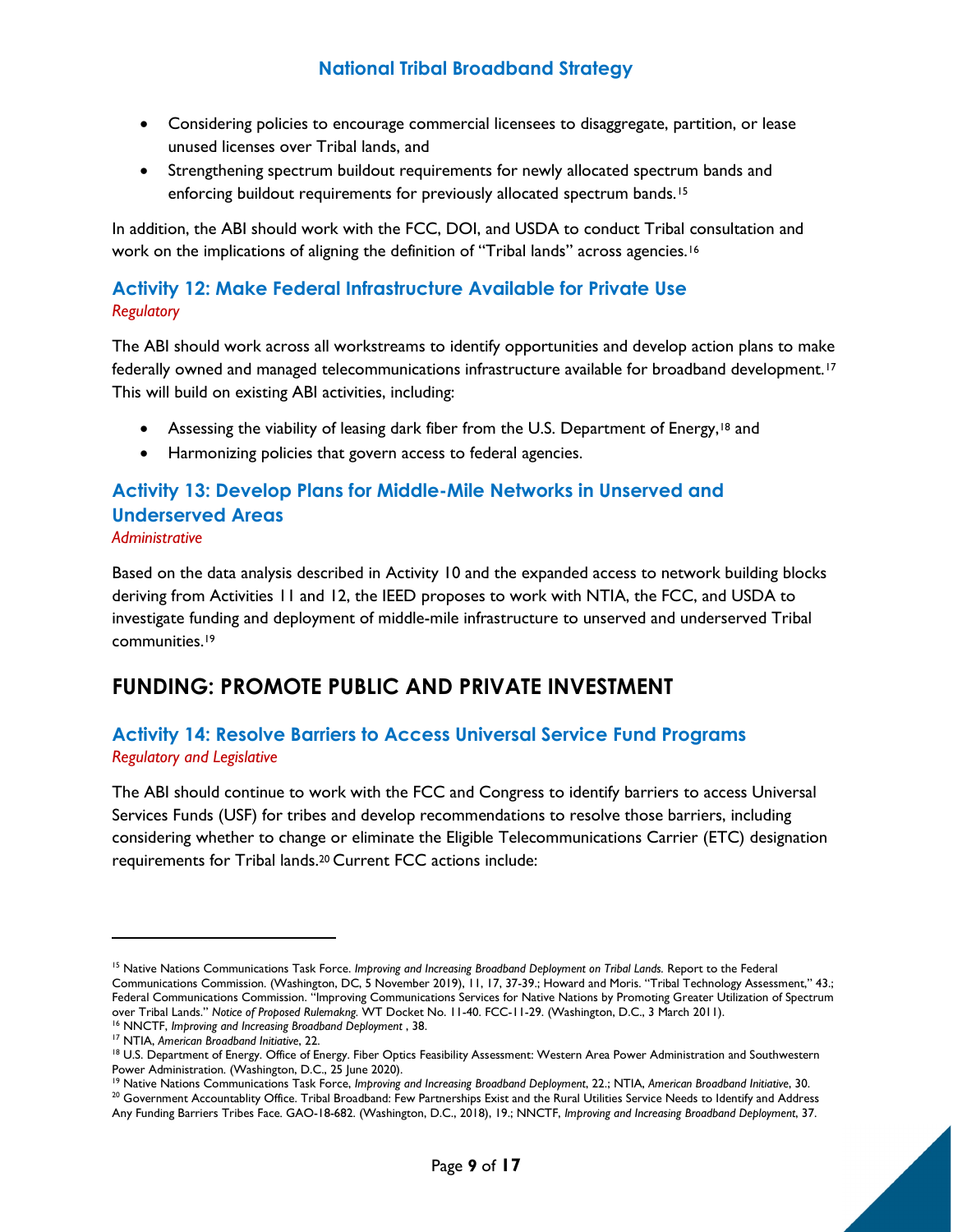- Considering policies to encourage commercial licensees to disaggregate, partition, or lease unused licenses over Tribal lands, and
- Strengthening spectrum buildout requirements for newly allocated spectrum bands and enforcing buildout requirements for previously allocated spectrum bands.[15]

In addition, the ABI should work with the FCC, DOI, and USDA to conduct Tribal consultation and work on the implications of aligning the definition of "Tribal lands" across agencies.[16]

### Activity 12: Make Federal Infrastructure Available for Private Use

*Regulatory*

The ABI should work across all workstreams to identify opportunities and develop action plans to make federally owned and managed telecommunications infrastructure available for broadband development.[17] This will build on existing ABI activities, including:

- Assessing the viability of leasing dark fiber from the U.S. Department of Energy,[18] and
- Harmonizing policies that govern access to federal agencies.

### Activity 13: Develop Plans for Middle-Mile Networks in Unserved and Underserved Areas

*Administrative*

Based on the data analysis described in Activity 10 and the expanded access to network building blocks deriving from Activities 11 and 12, the IEED proposes to work with NTIA, the FCC, and USDA to investigate funding and deployment of middle-mile infrastructure to unserved and underserved Tribal communities.[19]

## FUNDING: PROMOTE PUBLIC AND PRIVATE INVESTMENT

### Activity 14: Resolve Barriers to Access Universal Service Fund Programs

*Regulatory and Legislative*

The ABI should continue to work with the FCC and Congress to identify barriers to access Universal Services Funds (USF) for tribes and develop recommendations to resolve those barriers, including considering whether to change or eliminate the Eligible Telecommunications Carrier (ETC) designation requirements for Tribal lands.[20] Current FCC actions include:

---

[15] Native Nations Communications Task Force. *Improving and Increasing Broadband Deployment on Tribal Lands.* Report to the Federal Communications Commission. (Washington, DC, 5 November 2019), 11, 17, 37-39.; Howard and Moris. "Tribal Technology Assessment," 43.; Federal Communications Commission. "Improving Communications Services for Native Nations by Promoting Greater Utilization of Spectrum over Tribal Lands." *Notice of Proposed Rulemakng.* WT Docket No. 11-40. FCC-11-29. (Washington, D.C., 3 March 2011).

[16] NNCTF, *Improving and Increasing Broadband Deployment* , 38.

[17] NTIA, *American Broadband Initiative*, 22.

[18] U.S. Department of Energy. Office of Energy. Fiber Optics Feasibility Assessment: Western Area Power Administration and Southwestern Power Administration. (Washington, D.C., 25 June 2020).

[19] Native Nations Communications Task Force, *Improving and Increasing Broadband Deployment*, 22.; NTIA, *American Broadband Initiative*, 30.

[20] Government Accountablity Office. Tribal Broadband: Few Partnerships Exist and the Rural Utilities Service Needs to Identify and Address Any Funding Barriers Tribes Face. GAO-18-682. (Washington, D.C., 2018), 19.; NNCTF, *Improving and Increasing Broadband Deployment*, 37.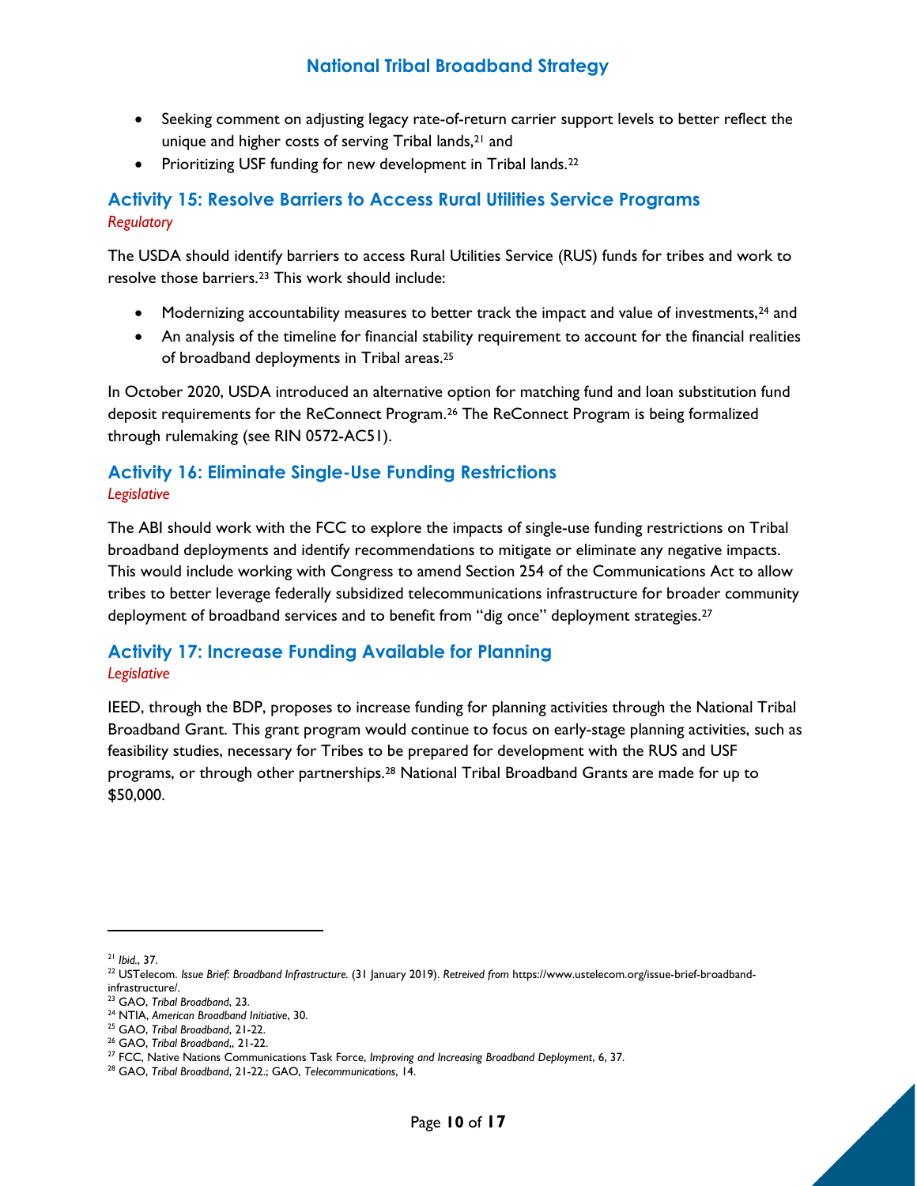- Seeking comment on adjusting legacy rate-of-return carrier support levels to better reflect the unique and higher costs of serving Tribal lands,[21] and
- Prioritizing USF funding for new development in Tribal lands.[22]

## Activity 15: Resolve Barriers to Access Rural Utilities Service Programs

*Regulatory*

The USDA should identify barriers to access Rural Utilities Service (RUS) funds for tribes and work to resolve those barriers.[23] This work should include:

- Modernizing accountability measures to better track the impact and value of investments,[24] and
- An analysis of the timeline for financial stability requirement to account for the financial realities of broadband deployments in Tribal areas.[25]

In October 2020, USDA introduced an alternative option for matching fund and loan substitution fund deposit requirements for the ReConnect Program.[26] The ReConnect Program is being formalized through rulemaking (see RIN 0572-AC51).

## Activity 16: Eliminate Single-Use Funding Restrictions

*Legislative*

The ABI should work with the FCC to explore the impacts of single-use funding restrictions on Tribal broadband deployments and identify recommendations to mitigate or eliminate any negative impacts. This would include working with Congress to amend Section 254 of the Communications Act to allow tribes to better leverage federally subsidized telecommunications infrastructure for broader community deployment of broadband services and to benefit from "dig once" deployment strategies.[27]

## Activity 17: Increase Funding Available for Planning

*Legislative*

IEED, through the BDP, proposes to increase funding for planning activities through the National Tribal Broadband Grant. This grant program would continue to focus on early-stage planning activities, such as feasibility studies, necessary for Tribes to be prepared for development with the RUS and USF programs, or through other partnerships.[28] National Tribal Broadband Grants are made for up to $50,000.

---

[21] *Ibid.*, 37.

[22] USTelecom. *Issue Brief: Broadband Infrastructure.* (31 January 2019). *Retreived from* https://www.ustelecom.org/issue-brief-broadband-infrastructure/.

[23] GAO, *Tribal Broadband*, 23.

[24] NTIA, *American Broadband Initiative*, 30.

[25] GAO, *Tribal Broadband*, 21-22.

[26] GAO, *Tribal Broadband*,, 21-22.

[27] FCC, Native Nations Communications Task Force, *Improving and Increasing Broadband Deployment*, 6, 37.

[28] GAO, *Tribal Broadband*, 21-22.; GAO, *Telecommunications*, 14.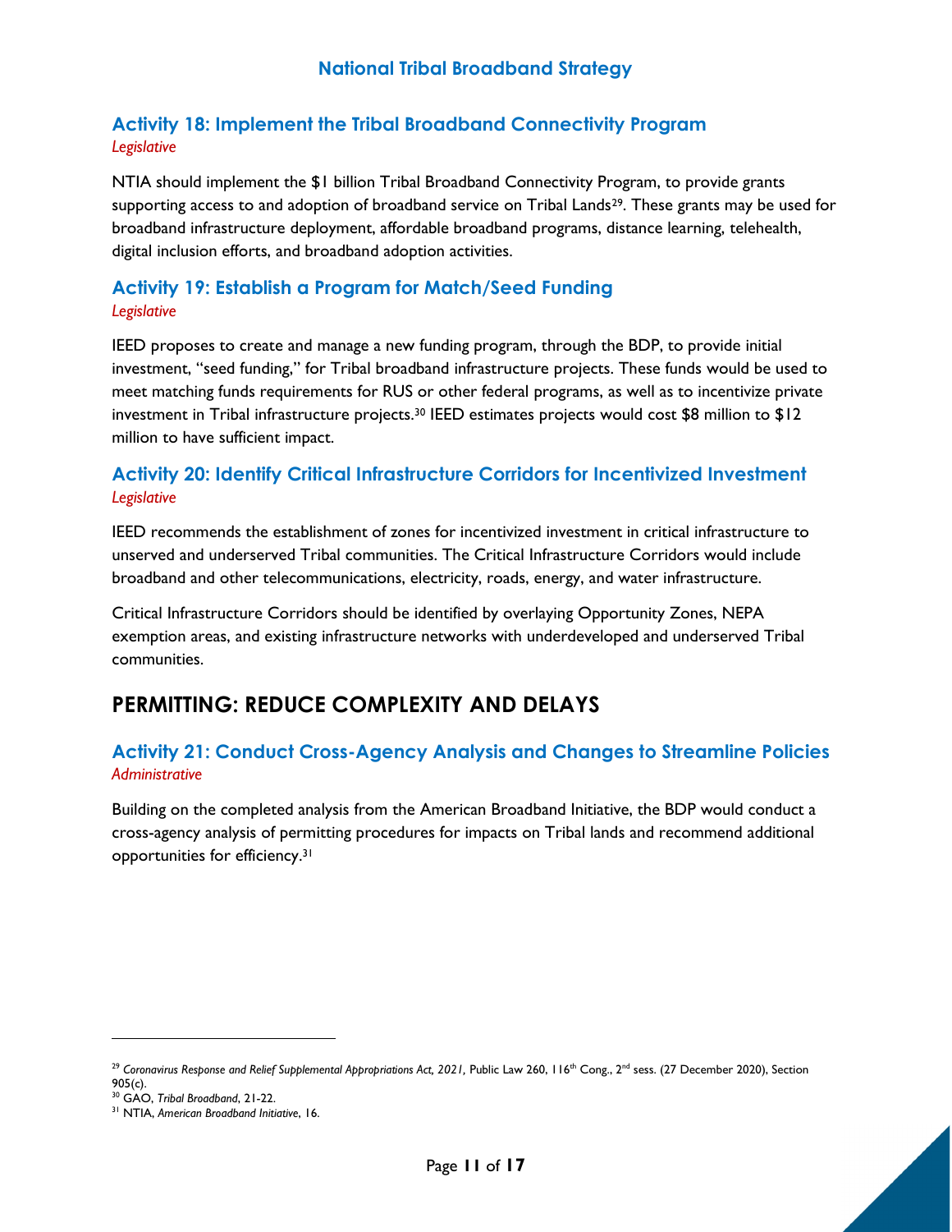### Activity 18: Implement the Tribal Broadband Connectivity Program

*Legislative*

NTIA should implement the $1 billion Tribal Broadband Connectivity Program, to provide grants supporting access to and adoption of broadband service on Tribal Lands[29]. These grants may be used for broadband infrastructure deployment, affordable broadband programs, distance learning, telehealth, digital inclusion efforts, and broadband adoption activities.

### Activity 19: Establish a Program for Match/Seed Funding

*Legislative*

IEED proposes to create and manage a new funding program, through the BDP, to provide initial investment, "seed funding," for Tribal broadband infrastructure projects. These funds would be used to meet matching funds requirements for RUS or other federal programs, as well as to incentivize private investment in Tribal infrastructure projects.[30] IEED estimates projects would cost $8 million to $12 million to have sufficient impact.

### Activity 20: Identify Critical Infrastructure Corridors for Incentivized Investment

*Legislative*

IEED recommends the establishment of zones for incentivized investment in critical infrastructure to unserved and underserved Tribal communities. The Critical Infrastructure Corridors would include broadband and other telecommunications, electricity, roads, energy, and water infrastructure.

Critical Infrastructure Corridors should be identified by overlaying Opportunity Zones, NEPA exemption areas, and existing infrastructure networks with underdeveloped and underserved Tribal communities.

## PERMITTING: REDUCE COMPLEXITY AND DELAYS

### Activity 21: Conduct Cross-Agency Analysis and Changes to Streamline Policies

*Administrative*

Building on the completed analysis from the American Broadband Initiative, the BDP would conduct a cross-agency analysis of permitting procedures for impacts on Tribal lands and recommend additional opportunities for efficiency.[31]

---

[29] *Coronavirus Response and Relief Supplemental Appropriations Act, 2021,* Public Law 260, 116th Cong., 2nd sess. (27 December 2020), Section 905(c).

[30] GAO, *Tribal Broadband*, 21-22.

[31] NTIA, *American Broadband Initiative*, 16.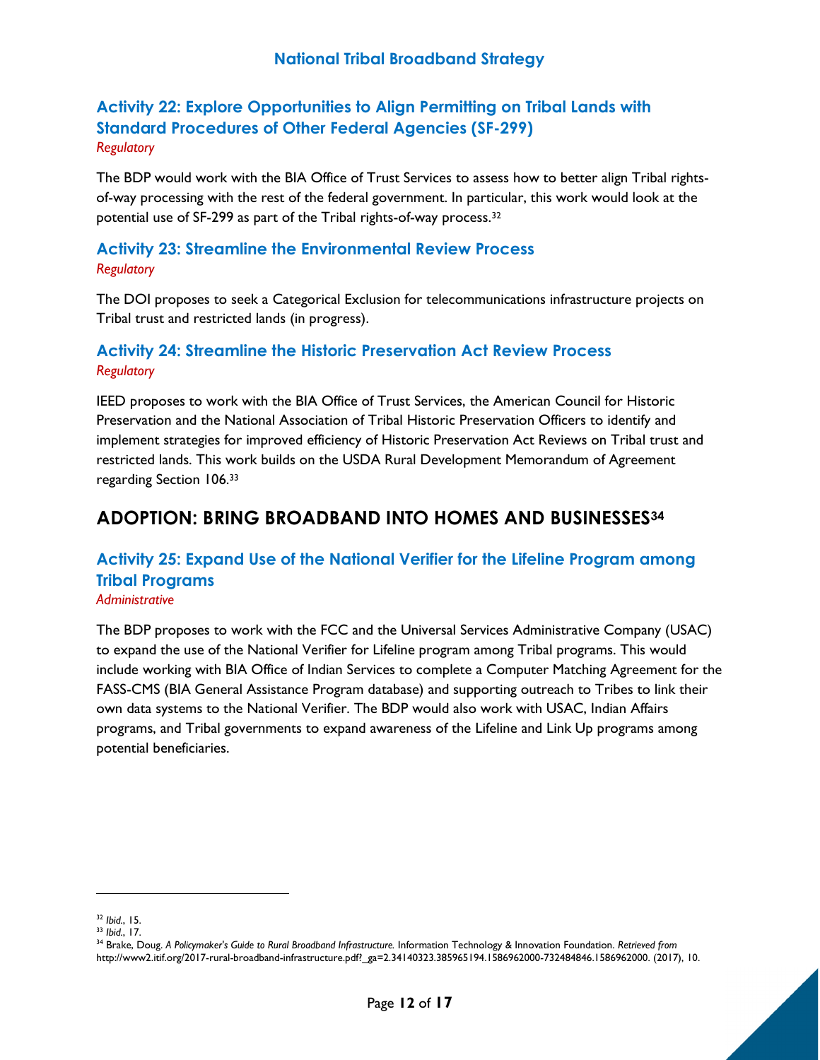### Activity 22: Explore Opportunities to Align Permitting on Tribal Lands with Standard Procedures of Other Federal Agencies (SF-299)

*Regulatory*

The BDP would work with the BIA Office of Trust Services to assess how to better align Tribal rights-of-way processing with the rest of the federal government. In particular, this work would look at the potential use of SF-299 as part of the Tribal rights-of-way process.[32]

### Activity 23: Streamline the Environmental Review Process

*Regulatory*

The DOI proposes to seek a Categorical Exclusion for telecommunications infrastructure projects on Tribal trust and restricted lands (in progress).

### Activity 24: Streamline the Historic Preservation Act Review Process

*Regulatory*

IEED proposes to work with the BIA Office of Trust Services, the American Council for Historic Preservation and the National Association of Tribal Historic Preservation Officers to identify and implement strategies for improved efficiency of Historic Preservation Act Reviews on Tribal trust and restricted lands. This work builds on the USDA Rural Development Memorandum of Agreement regarding Section 106.[33]

## ADOPTION: BRING BROADBAND INTO HOMES AND BUSINESSES[34]

### Activity 25: Expand Use of the National Verifier for the Lifeline Program among Tribal Programs

*Administrative*

The BDP proposes to work with the FCC and the Universal Services Administrative Company (USAC) to expand the use of the National Verifier for Lifeline program among Tribal programs. This would include working with BIA Office of Indian Services to complete a Computer Matching Agreement for the FASS-CMS (BIA General Assistance Program database) and supporting outreach to Tribes to link their own data systems to the National Verifier. The BDP would also work with USAC, Indian Affairs programs, and Tribal governments to expand awareness of the Lifeline and Link Up programs among potential beneficiaries.

---

[32] *Ibid.*, 15.

[33] *Ibid.*, 17.

[34] Brake, Doug. *A Policymaker's Guide to Rural Broadband Infrastructure.* Information Technology & Innovation Foundation. *Retrieved from* http://www2.itif.org/2017-rural-broadband-infrastructure.pdf?_ga=2.34140323.385965194.1586962000-732484846.1586962000. (2017), 10.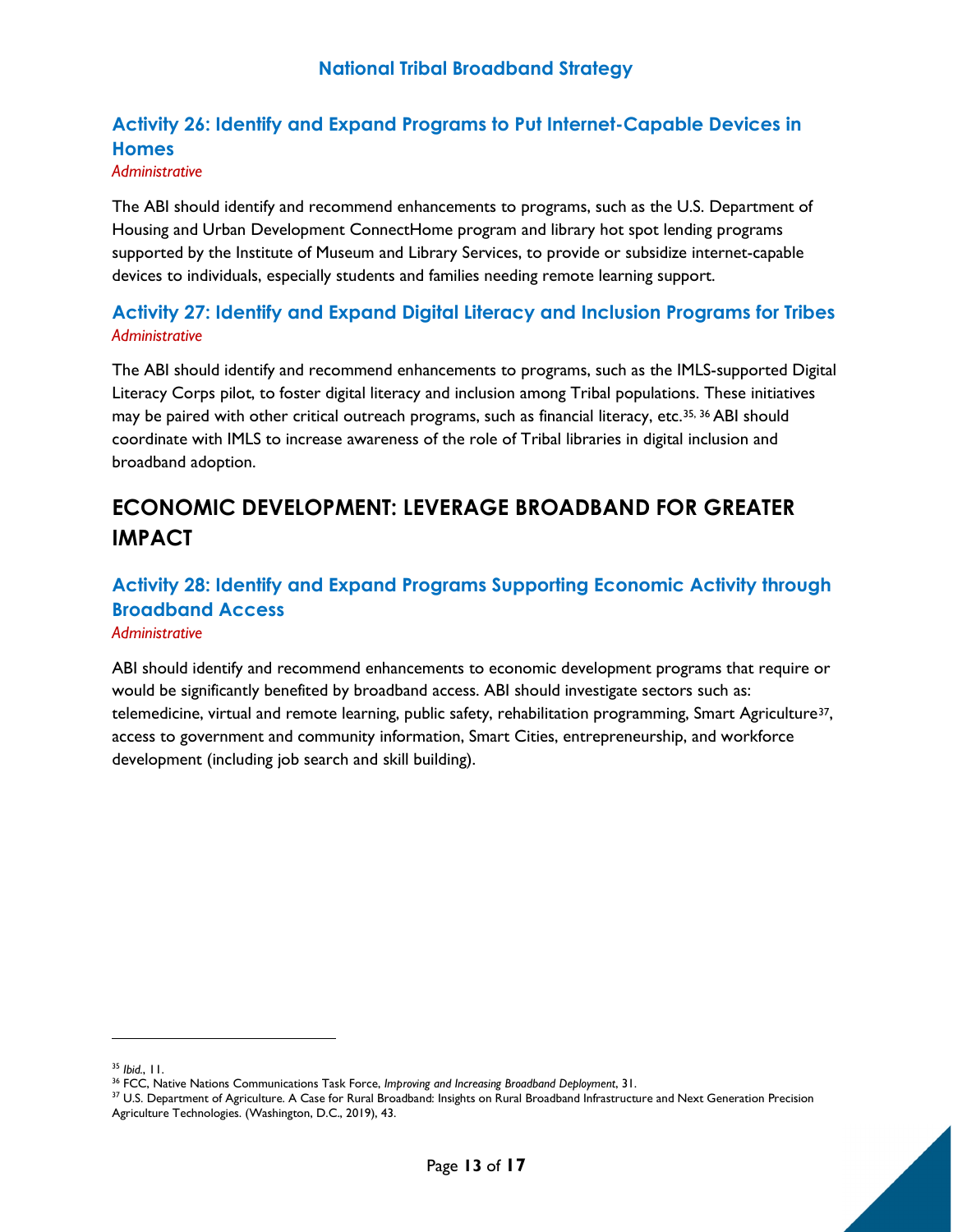### Activity 26: Identify and Expand Programs to Put Internet-Capable Devices in Homes

*Administrative*

The ABI should identify and recommend enhancements to programs, such as the U.S. Department of Housing and Urban Development ConnectHome program and library hot spot lending programs supported by the Institute of Museum and Library Services, to provide or subsidize internet-capable devices to individuals, especially students and families needing remote learning support.

### Activity 27: Identify and Expand Digital Literacy and Inclusion Programs for Tribes

*Administrative*

The ABI should identify and recommend enhancements to programs, such as the IMLS-supported Digital Literacy Corps pilot, to foster digital literacy and inclusion among Tribal populations. These initiatives may be paired with other critical outreach programs, such as financial literacy, etc.[35, 36] ABI should coordinate with IMLS to increase awareness of the role of Tribal libraries in digital inclusion and broadband adoption.

## ECONOMIC DEVELOPMENT: LEVERAGE BROADBAND FOR GREATER IMPACT

### Activity 28: Identify and Expand Programs Supporting Economic Activity through Broadband Access

*Administrative*

ABI should identify and recommend enhancements to economic development programs that require or would be significantly benefited by broadband access. ABI should investigate sectors such as: telemedicine, virtual and remote learning, public safety, rehabilitation programming, Smart Agriculture[37], access to government and community information, Smart Cities, entrepreneurship, and workforce development (including job search and skill building).

---

[35] *Ibid.*, 11.

[36] FCC, Native Nations Communications Task Force, *Improving and Increasing Broadband Deployment*, 31.

[37] U.S. Department of Agriculture. A Case for Rural Broadband: Insights on Rural Broadband Infrastructure and Next Generation Precision Agriculture Technologies. (Washington, D.C., 2019), 43.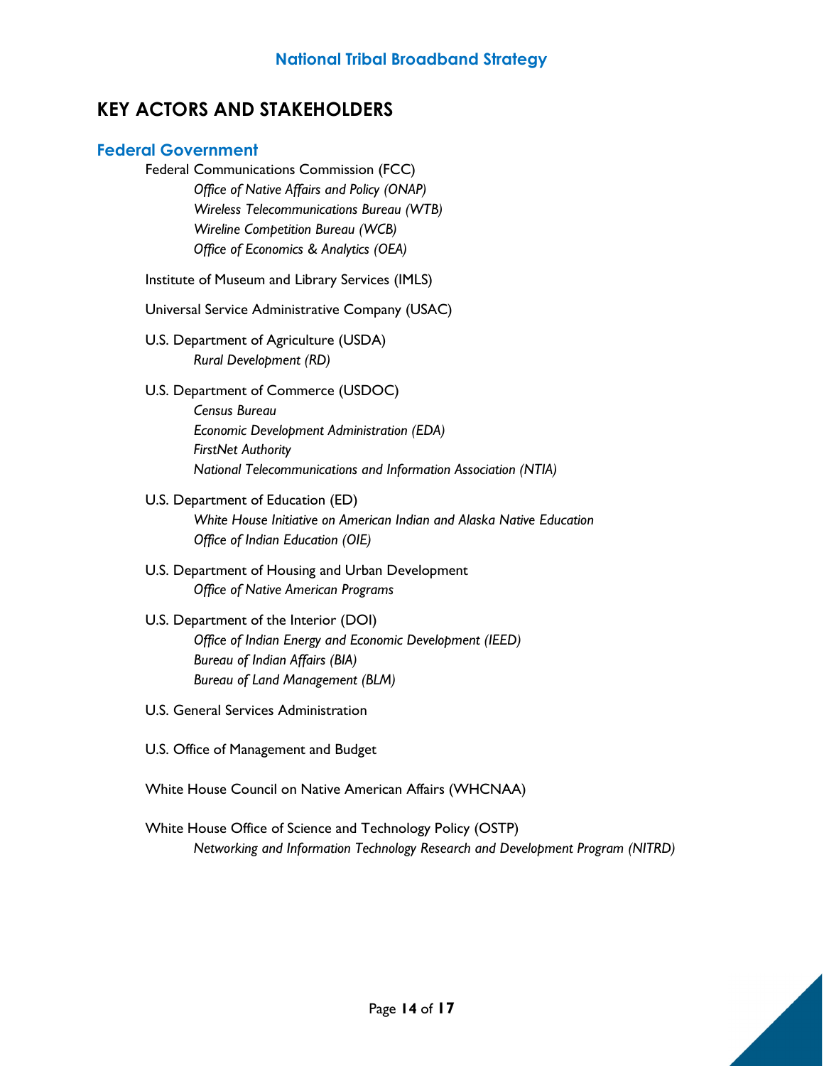# KEY ACTORS AND STAKEHOLDERS

## Federal Government

Federal Communications Commission (FCC)
- *Office of Native Affairs and Policy (ONAP)*
- *Wireless Telecommunications Bureau (WTB)*
- *Wireline Competition Bureau (WCB)*
- *Office of Economics & Analytics (OEA)*

Institute of Museum and Library Services (IMLS)

Universal Service Administrative Company (USAC)

U.S. Department of Agriculture (USDA)
- *Rural Development (RD)*

U.S. Department of Commerce (USDOC)
- *Census Bureau*
- *Economic Development Administration (EDA)*
- *FirstNet Authority*
- *National Telecommunications and Information Association (NTIA)*

U.S. Department of Education (ED)
- *White House Initiative on American Indian and Alaska Native Education*
- *Office of Indian Education (OIE)*

U.S. Department of Housing and Urban Development
- *Office of Native American Programs*

U.S. Department of the Interior (DOI)
- *Office of Indian Energy and Economic Development (IEED)*
- *Bureau of Indian Affairs (BIA)*
- *Bureau of Land Management (BLM)*

U.S. General Services Administration

U.S. Office of Management and Budget

White House Council on Native American Affairs (WHCNAA)

White House Office of Science and Technology Policy (OSTP)
- *Networking and Information Technology Research and Development Program (NITRD)*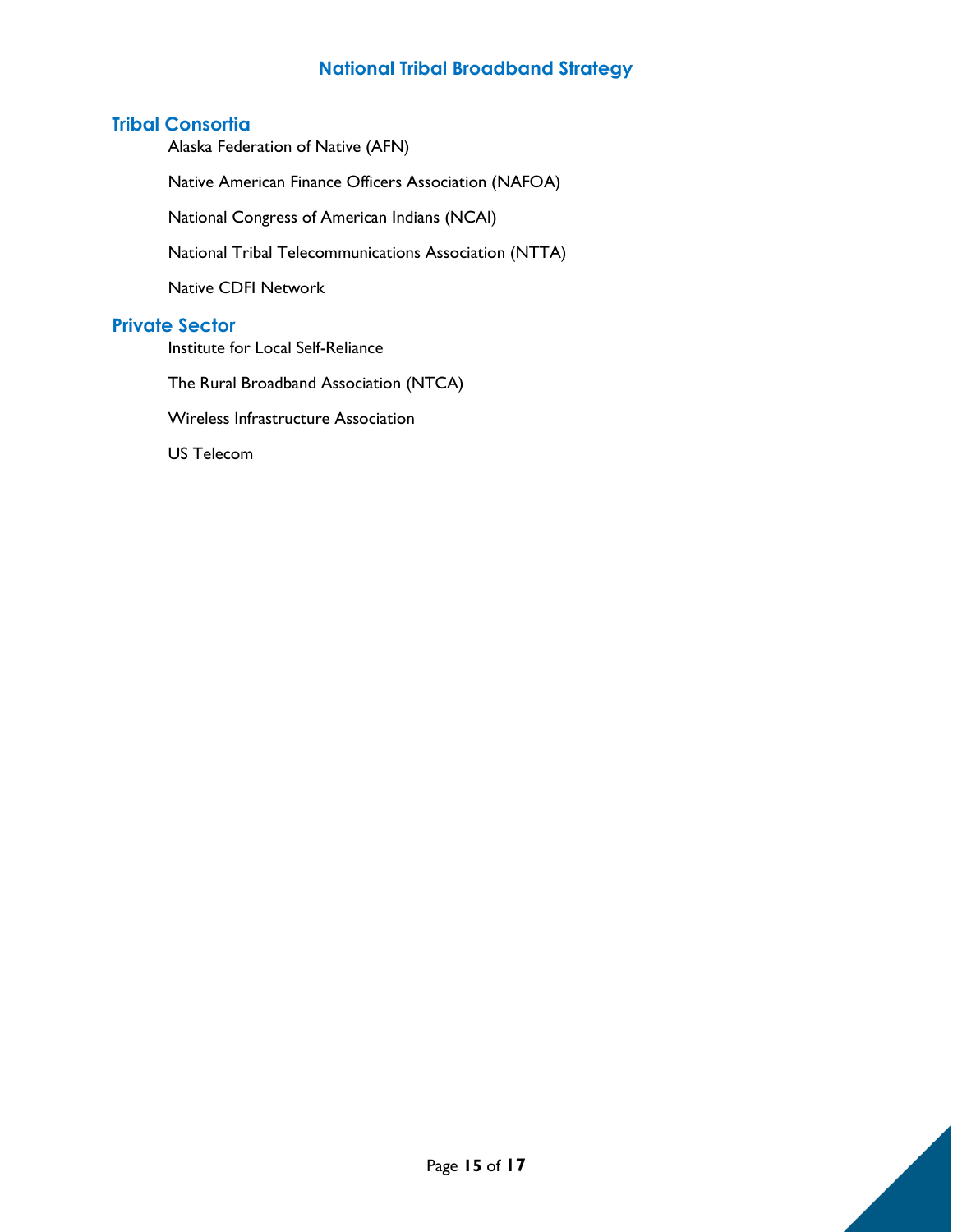## Tribal Consortia

Alaska Federation of Native (AFN)

Native American Finance Officers Association (NAFOA)

National Congress of American Indians (NCAI)

National Tribal Telecommunications Association (NTTA)

Native CDFI Network

## Private Sector

Institute for Local Self-Reliance

The Rural Broadband Association (NTCA)

Wireless Infrastructure Association

US Telecom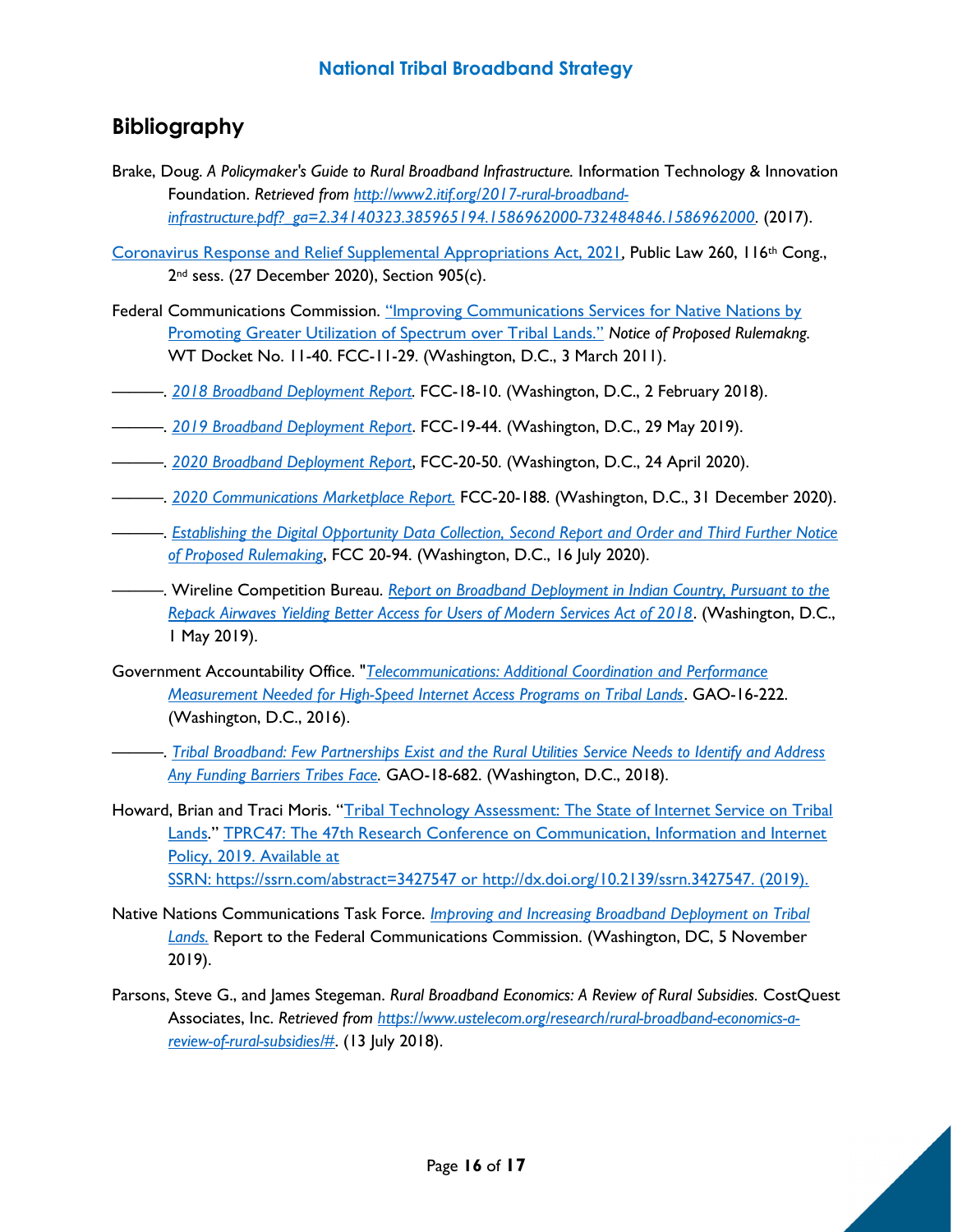## Bibliography

Brake, Doug. *A Policymaker's Guide to Rural Broadband Infrastructure.* Information Technology & Innovation Foundation. *Retrieved from* [*http://www2.itif.org/2017-rural-broadband-infrastructure.pdf?_ga=2.34140323.385965194.1586962000-732484846.1586962000*](http://www2.itif.org/2017-rural-broadband-infrastructure.pdf?_ga=2.34140323.385965194.1586962000-732484846.1586962000). (2017).

[Coronavirus Response and Relief Supplemental Appropriations Act, 2021](), Public Law 260, 116th Cong., 2nd sess. (27 December 2020), Section 905(c).

Federal Communications Commission. ["Improving Communications Services for Native Nations by Promoting Greater Utilization of Spectrum over Tribal Lands."]() *Notice of Proposed Rulemakng.* WT Docket No. 11-40. FCC-11-29. (Washington, D.C., 3 March 2011).

———. [*2018 Broadband Deployment Report.*]() FCC-18-10. (Washington, D.C., 2 February 2018).

———. [*2019 Broadband Deployment Report*](). FCC-19-44. (Washington, D.C., 29 May 2019).

———. [*2020 Broadband Deployment Report*](), FCC-20-50. (Washington, D.C., 24 April 2020).

———. [*2020 Communications Marketplace Report.*]() FCC-20-188. (Washington, D.C., 31 December 2020).

———. [*Establishing the Digital Opportunity Data Collection, Second Report and Order and Third Further Notice of Proposed Rulemaking*](), FCC 20-94. (Washington, D.C., 16 July 2020).

———. Wireline Competition Bureau. [*Report on Broadband Deployment in Indian Country, Pursuant to the Repack Airwaves Yielding Better Access for Users of Modern Services Act of 2018*](). (Washington, D.C., 1 May 2019).

Government Accountability Office. "[*Telecommunications: Additional Coordination and Performance Measurement Needed for High-Speed Internet Access Programs on Tribal Lands*](). GAO-16-222. (Washington, D.C., 2016).

———. [*Tribal Broadband: Few Partnerships Exist and the Rural Utilities Service Needs to Identify and Address Any Funding Barriers Tribes Face.*]() GAO-18-682. (Washington, D.C., 2018).

Howard, Brian and Traci Moris. "[Tribal Technology Assessment: The State of Internet Service on Tribal Lands]()." [TPRC47: The 47th Research Conference on Communication, Information and Internet Policy, 2019. Available at SSRN: https://ssrn.com/abstract=3427547 or http://dx.doi.org/10.2139/ssrn.3427547. (2019).]()

Native Nations Communications Task Force. [*Improving and Increasing Broadband Deployment on Tribal Lands.*]() Report to the Federal Communications Commission. (Washington, DC, 5 November 2019).

Parsons, Steve G., and James Stegeman. *Rural Broadband Economics: A Review of Rural Subsidies.* CostQuest Associates, Inc. *Retrieved from* [*https://www.ustelecom.org/research/rural-broadband-economics-a-review-of-rural-subsidies/#.*](https://www.ustelecom.org/research/rural-broadband-economics-a-review-of-rural-subsidies/#) (13 July 2018).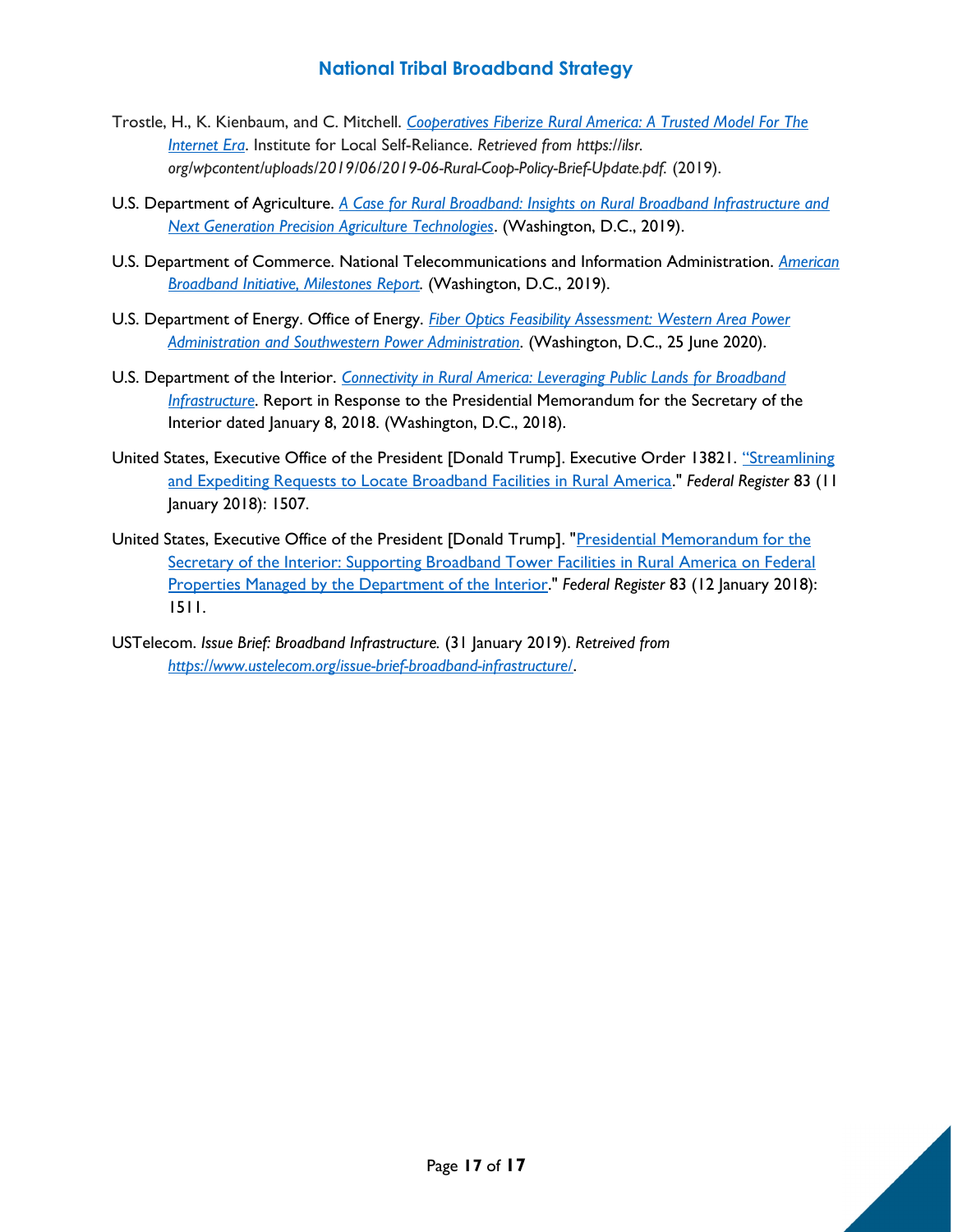Trostle, H., K. Kienbaum, and C. Mitchell. *Cooperatives Fiberize Rural America: A Trusted Model For The Internet Era*. Institute for Local Self-Reliance. *Retrieved from https://ilsr.org/wpcontent/uploads/2019/06/2019-06-Rural-Coop-Policy-Brief-Update.pdf.* (2019).

U.S. Department of Agriculture. *A Case for Rural Broadband: Insights on Rural Broadband Infrastructure and Next Generation Precision Agriculture Technologies*. (Washington, D.C., 2019).

U.S. Department of Commerce. National Telecommunications and Information Administration. *American Broadband Initiative, Milestones Report*. (Washington, D.C., 2019).

U.S. Department of Energy. Office of Energy. *Fiber Optics Feasibility Assessment: Western Area Power Administration and Southwestern Power Administration*. (Washington, D.C., 25 June 2020).

U.S. Department of the Interior. *Connectivity in Rural America: Leveraging Public Lands for Broadband Infrastructure*. Report in Response to the Presidential Memorandum for the Secretary of the Interior dated January 8, 2018. (Washington, D.C., 2018).

United States, Executive Office of the President [Donald Trump]. Executive Order 13821. "Streamlining and Expediting Requests to Locate Broadband Facilities in Rural America." *Federal Register* 83 (11 January 2018): 1507.

United States, Executive Office of the President [Donald Trump]. "Presidential Memorandum for the Secretary of the Interior: Supporting Broadband Tower Facilities in Rural America on Federal Properties Managed by the Department of the Interior." *Federal Register* 83 (12 January 2018): 1511.

USTelecom. *Issue Brief: Broadband Infrastructure.* (31 January 2019). *Retrieved from https://www.ustelecom.org/issue-brief-broadband-infrastructure/*.